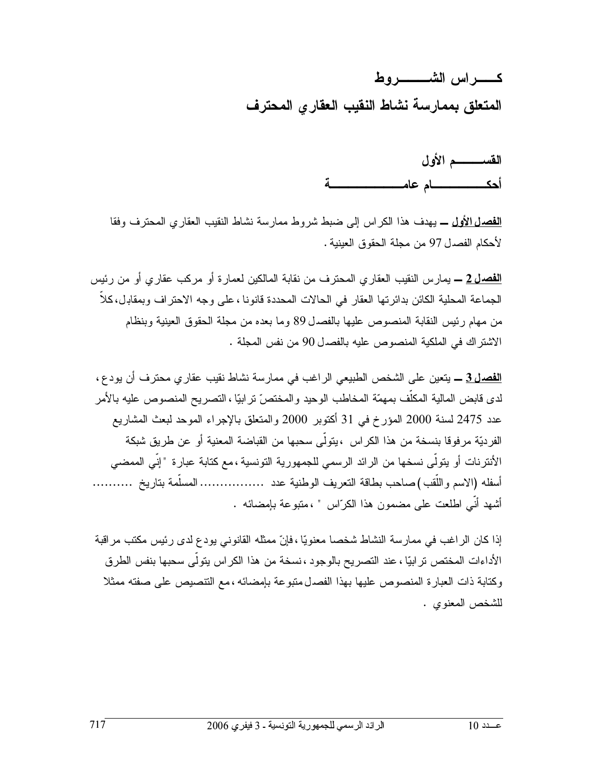# كــــراس الشــــــروط

## المتعلق بممارسة نشاط النقيب العقاري المحترف

### القســـــم الأول

### أحكـــــــــام عامــــــــــــة

**الفصل الأول** ــ يهدف هذا الكراس إلى ضبط شروط ممارسة نشاط النقيب العقاري المحترف وفقا لأحكام الفصل 97 من مجلة الحقوق العينية.

**الفصل 2** ــ يمارس النقيب العقاري المحترف من نقابة المالكين لعمارة أو مركب عقاري أو من رئيس الجماعة المحلية الكائن بدائرتها العقار في الحالات المحددة قانونا، على وجه الاحتراف وبمقابل، كلاّ من مهام رئيس النقابة المنصوص عليها بالفصل 89 وما بعده من مجلة الحقوق العينية وبنظام الاشتراك في الملكية المنصوص عليه بالفصل 90 من نفس المجلة.

**الفصل 3** ــ يتعين على الشخص الطبيعي الراغب في ممارسة نشاط نقيب عقاري محترف أن يودع، لدى قابض المالية المكلّف بمهمّة المخاطب الوحيد والمختصّ ترابيّا، التصريح المنصوص عليه بالأمر عدد 2475 لسنة 2000 المؤرخ في 31 أكتوبر 2000 والمتعلق بالإجراء الموحد لبعث المشاريع الفرديّة مرفوقا بنسخة من هذا الكراس، يتولّى سحبها من القباضة المعنية أو عن طريق شبكة الأنترنات أو يتولّى نسخها من الرائد الرسمي للجمهورية التونسية، مع كتابة عبارة "إنّي الممضي أسفله (الاسم واللّقب) صاحب بطاقة التعريف الوطنية عدد ................ المسلّمة بتاريخ .......... أشهد أنّي اطلعت على مضمون هذا الكرّاس"، متبوعة بإمضائه.

إذا كان الراغب في ممارسة النشاط شخصا معنويّا، فإنّ ممثله القانوني يودع لدى رئيس مكتب مراقبة الأداءات المختص ترابيّا، عند التصريح بالوجود، نسخة من هذا الكراس يتولّى سحبها بنفس الطرق وكتابة ذات العبارة المنصوص عليها بهذا الفصل متبوعة بإمضائه، مع التنصيص على صفته ممثلا للشخص المعنوي.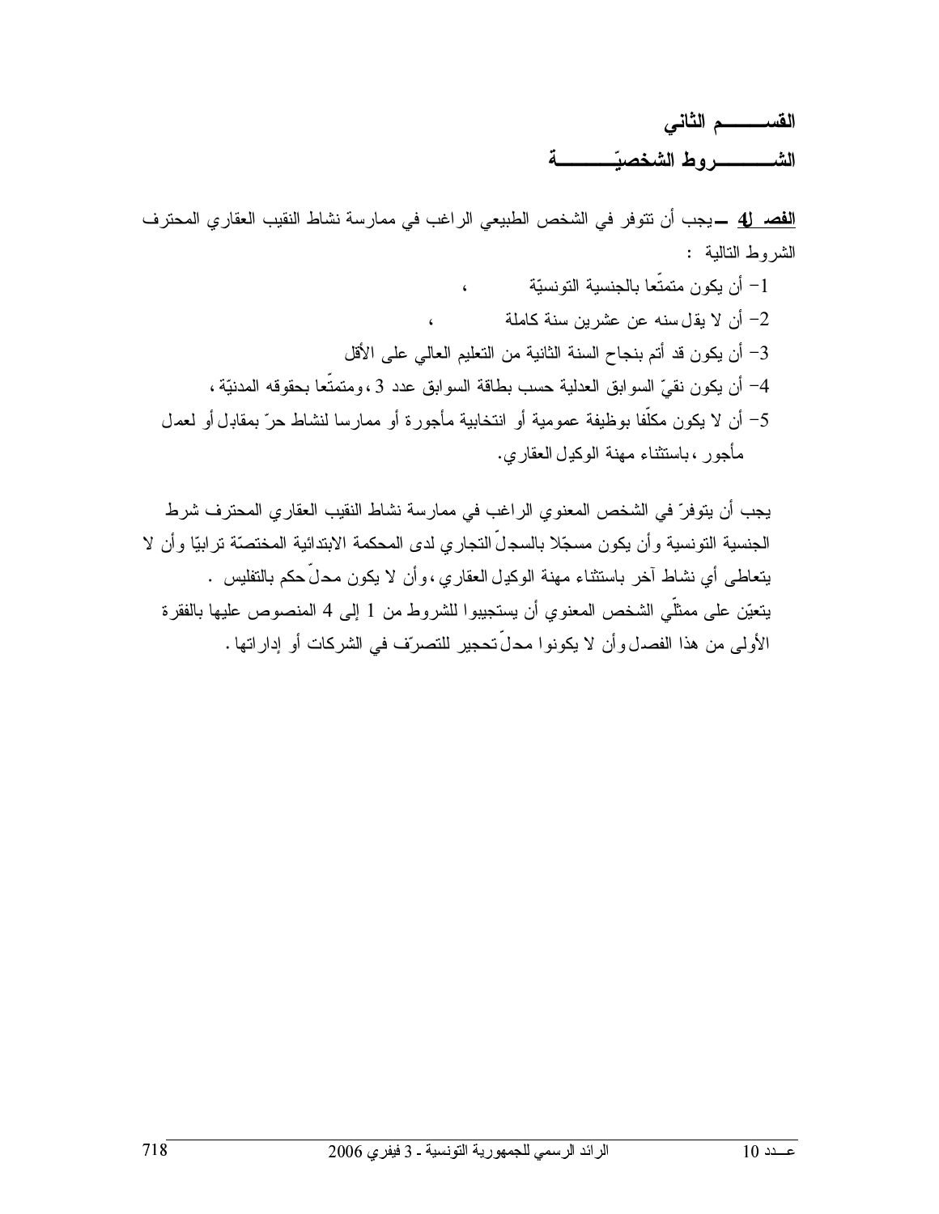## القســـــــم الثاني

## الشــــــــروط الشخصيّـــــــــة

**الفصل 4 ــ** يجب أن تتوفر في الشخص الطبيعي الراغب في ممارسة نشاط النقيب العقاري المحترف الشروط التالية :

1- أن يكون متمتّعا بالجنسية التونسيّة ،

2- أن لا يقل سنه عن عشرين سنة كاملة ،

3- أن يكون قد أتم بنجاح السنة الثانية من التعليم العالي على الأقل

4- أن يكون نقيّ السوابق العدلية حسب بطاقة السوابق عدد 3 ، ومتمتّعا بحقوقه المدنيّة ،

5- أن لا يكون مكلّفا بوظيفة عمومية أو انتخابية مأجورة أو ممارسا لنشاط حرّ بمقابل أو لعمل مأجور ، باستثناء مهنة الوكيل العقاري.

يجب أن يتوفرّ في الشخص المعنوي الراغب في ممارسة نشاط النقيب العقاري المحترف شرط الجنسية التونسية وأن يكون مسجّلا بالسجلّ التجاري لدى المحكمة الابتدائية المختصّة ترابيّا وأن لا يتعاطى أي نشاط آخر باستثناء مهنة الوكيل العقاري ، وأن لا يكون محلّ حكم بالتفليس .

يتعيّن على ممثّلي الشخص المعنوي أن يستجيبوا للشروط من 1 إلى 4 المنصوص عليها بالفقرة الأولى من هذا الفصل وأن لا يكونوا محلّ تحجير للتصرّف في الشركات أو إداراتها .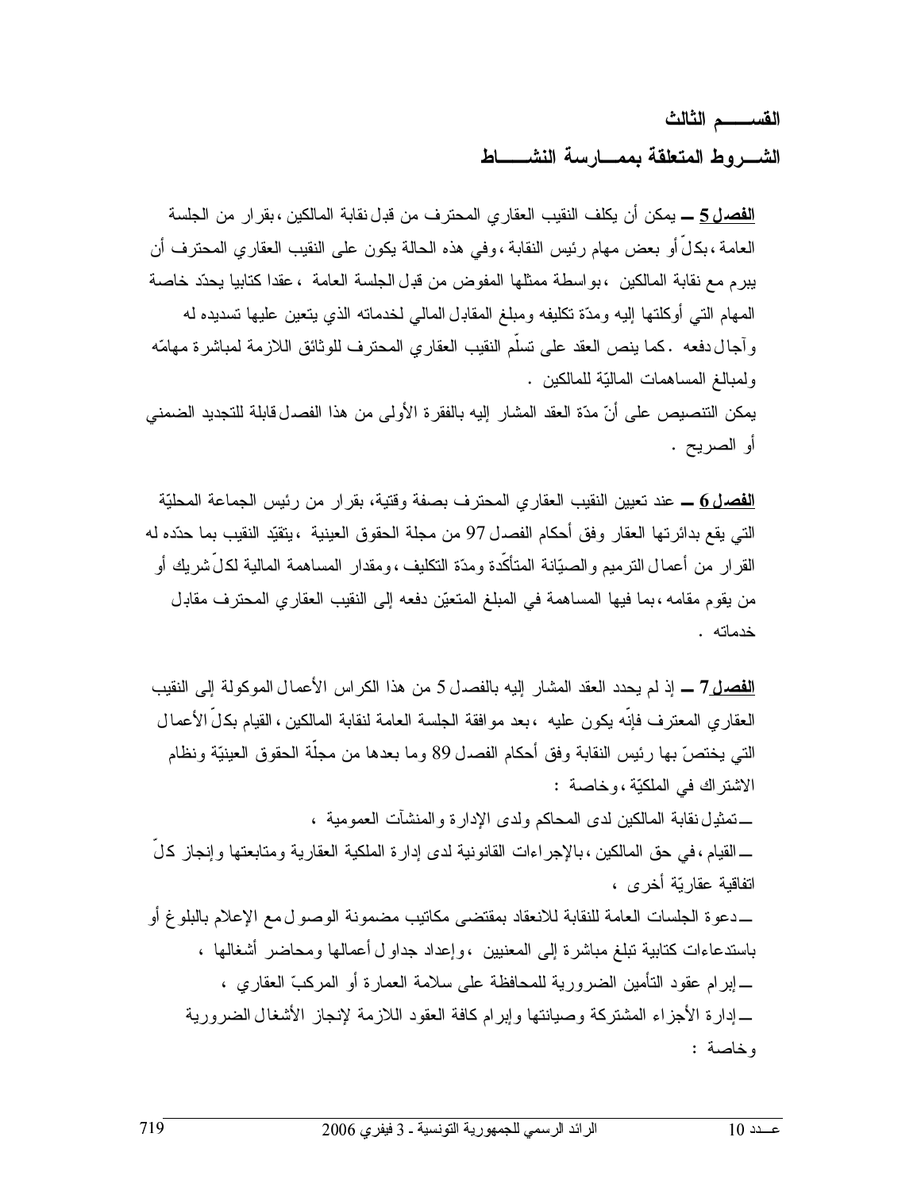## القســـم الثالث

## الشــروط المتعلقة بممــارسة النشـــاط

**الفصل 5** ــ يمكن أن يكلف النقيب العقاري المحترف من قبل نقابة المالكين، بقرار من الجلسة العامة، بكلّ أو بعض مهام رئيس النقابة، وفي هذه الحالة يكون على النقيب العقاري المحترف أن يبرم مع نقابة المالكين، بواسطة ممثلها المفوض من قبل الجلسة العامة، عقدا كتابيا يحدّد خاصة المهام التي أوكلتها إليه ومدّة تكليفه ومبلغ المقابل المالي لخدماته الذي يتعين عليها تسديده له وآجال دفعه. كما ينص العقد على تسلّم النقيب العقاري المحترف للوثائق اللازمة لمباشرة مهامّه ولمبالغ المساهمات الماليّة للمالكين.

يمكن التنصيص على أنّ مدّة العقد المشار إليه بالفقرة الأولى من هذا الفصل قابلة للتجديد الضمني أو الصريح.

**الفصل 6** ــ عند تعيين النقيب العقاري المحترف بصفة وقتية، بقرار من رئيس الجماعة المحليّة التي يقع بدائرتها العقار وفق أحكام الفصل 97 من مجلة الحقوق العينية، يتقيّد النقيب بما حدّده له القرار من أعمال الترميم والصيّانة المتأكّدة ومدّة التكليف، ومقدار المساهمة المالية لكلّ شريك أو من يقوم مقامه، بما فيها المساهمة في المبلغ المتعيّن دفعه إلى النقيب العقاري المحترف مقابل خدماته.

**الفصل 7** ــ إذ لم يحدد العقد المشار إليه بالفصل 5 من هذا الكراس الأعمال الموكولة إلى النقيب العقاري المحترف فإنّه يكون عليه، بعد موافقة الجلسة العامة لنقابة المالكين، القيام بكلّ الأعمال التي يختصّ بها رئيس النقابة وفق أحكام الفصل 89 وما بعدها من مجلّة الحقوق العينيّة ونظام الاشتراك في الملكيّة، وخاصة:

ــ تمثيل نقابة المالكين لدى المحاكم ولدى الإدارة والمنشآت العمومية،

ــ القيام، في حق المالكين، بالإجراءات القانونية لدى إدارة الملكية العقارية ومتابعتها وإنجاز كلّ اتفاقية عقاريّة أخرى،

ــ دعوة الجلسات العامة للنقابة للانعقاد بمقتضى مكاتيب مضمونة الوصول مع الإعلام بالبلوغ أو باستدعاءات كتابية تبلغ مباشرة إلى المعنيين، وإعداد جداول أعمالها ومحاضر أشغالها،

ــ إبرام عقود التأمين الضرورية للمحافظة على سلامة العمارة أو المركبّ العقاري،

ــ إدارة الأجزاء المشتركة وصيانتها وإبرام كافة العقود اللازمة لإنجاز الأشغال الضرورية وخاصة: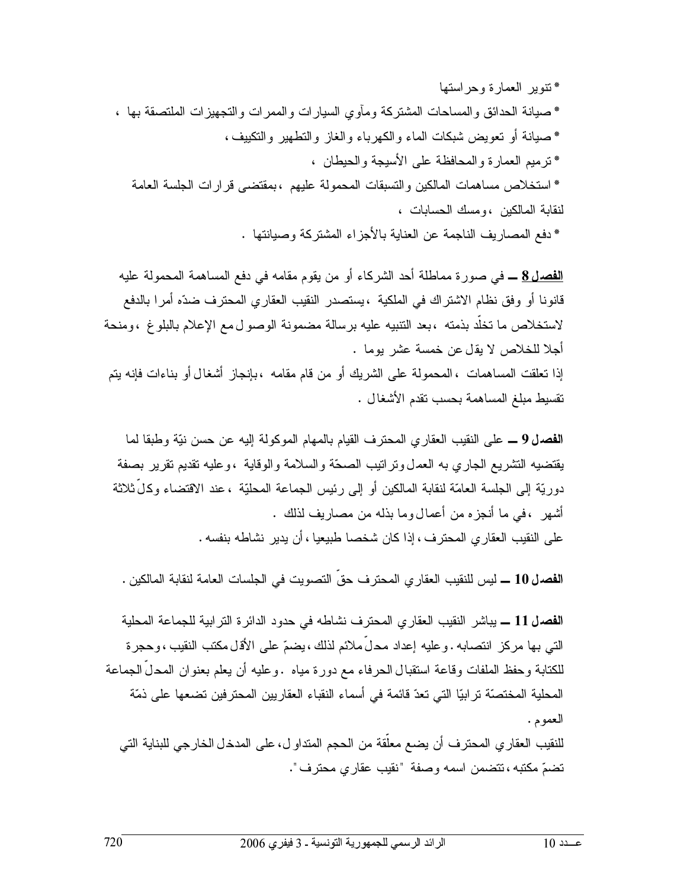* تنوير العمارة وحراستها

* صيانة الحدائق والمساحات المشتركة ومآوي السيارات والممرات والتجهيزات الملتصقة بها ،

* صيانة أو تعويض شبكات الماء والكهرباء والغاز والتطهير والتكييف ،

* ترميم العمارة والمحافظة على الأسيجة والحيطان ،

* استخلاص مساهمات المالكين والتسبقات المحمولة عليهم ،بمقتضى قرارات الجلسة العامة لنقابة المالكين ،ومسك الحسابات ،

* دفع المصاريف الناجمة عن العناية بالأجزاء المشتركة وصيانتها .

**<u>الفصل 8</u>** ــ في صورة مماطلة أحد الشركاء أو من يقوم مقامه في دفع المساهمة المحمولة عليه قانونا أو وفق نظام الاشتراك في الملكية ،يستصدر النقيب العقاري المحترف ضدّه أمرا بالدفع لاستخلاص ما تخلّد بذمته ،بعد التنبيه عليه برسالة مضمونة الوصول مع الإعلام بالبلوغ ،ومنحة أجلا للخلاص لا يقل عن خمسة عشر يوما .

إذا تعلقت المساهمات ،المحمولة على الشريك أو من قام مقامه ،بإنجاز أشغال أو بناءات فإنه يتم تقسيط مبلغ المساهمة بحسب تقدم الأشغال .

**الفصل 9** ــ على النقيب العقاري المحترف القيام بالمهام الموكولة إليه عن حسن نيّة وطبقا لما يقتضيه التشريع الجاري به العمل وتراتيب الصحّة والسلامة والوقاية ،وعليه تقديم تقرير بصفة دوريّة إلى الجلسة العامّة لنقابة المالكين أو إلى رئيس الجماعة المحليّة ،عند الاقتضاء وكلّ ثلاثة أشهر ،في ما أنجزه من أعمال وما بذله من مصاريف لذلك .

على النقيب العقاري المحترف ،إذا كان شخصا طبيعيا ،أن يدير نشاطه بنفسه .

**الفصل 10** ــ ليس للنقيب العقاري المحترف حقّ التصويت في الجلسات العامة لنقابة المالكين .

**الفصل 11** ــ يباشر النقيب العقاري المحترف نشاطه في حدود الدائرة الترابية للجماعة المحلية التي بها مركز انتصابه .وعليه إعداد محلّ ملائم لذلك ،يضمّ على الأقل مكتب النقيب ،وحجرة للكتابة وحفظ الملفات وقاعة استقبال الحرفاء مع دورة مياه .وعليه أن يعلم بعنوان المحلّ الجماعة المحلية المختصّة ترابيّا التي تعدّ قائمة في أسماء النقباء العقاريين المحترفين تضعها على ذمّة العموم .

للنقيب العقاري المحترف أن يضع معلّقة من الحجم المتداول ،على المدخل الخارجي للبناية التي تضمّ مكتبه ،تتضمن اسمه وصفة "نقيب عقاري محترف".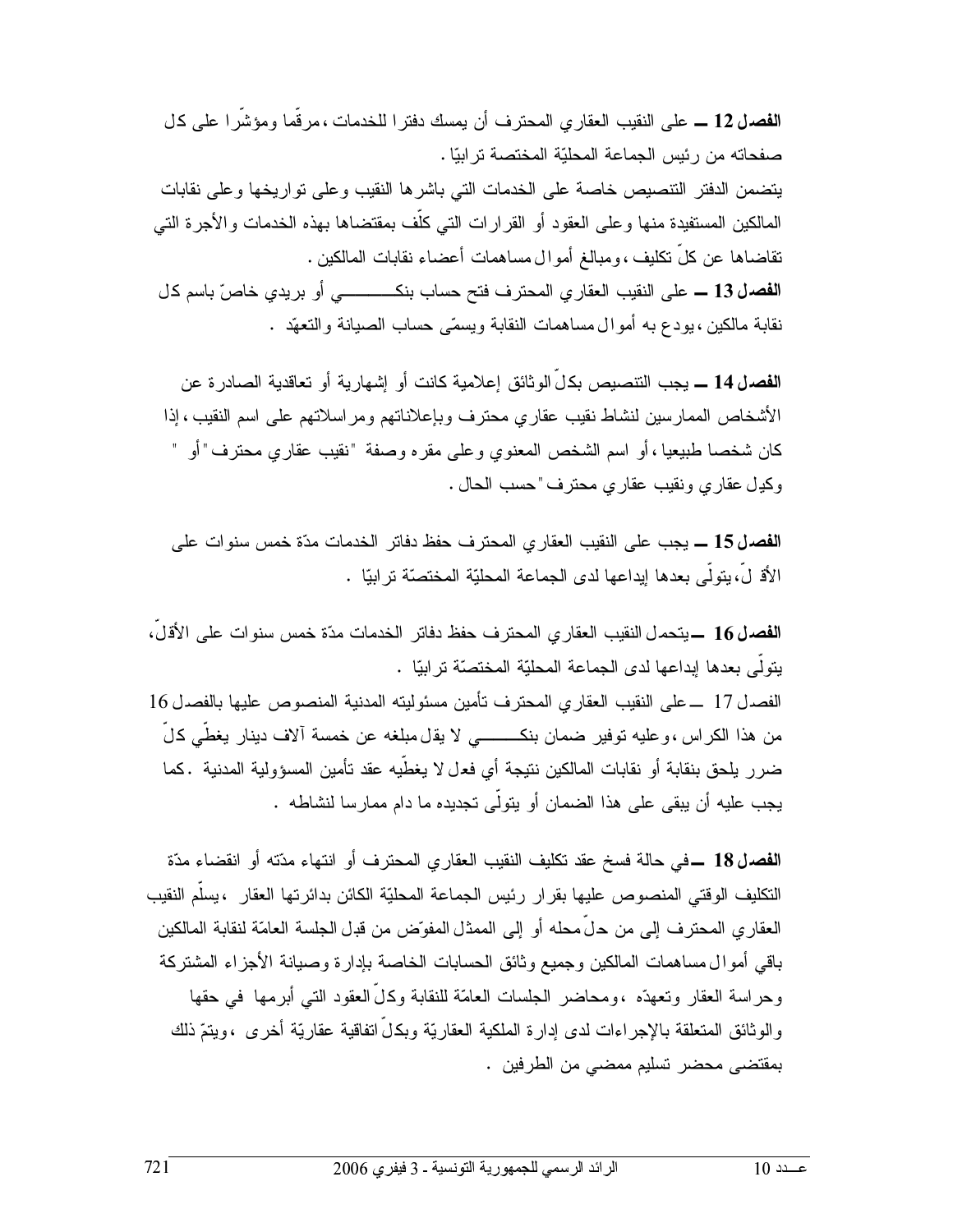**الفصل 12 ــ** على النقيب العقاري المحترف أن يمسك دفترا للخدمات ،مرقّما ومؤشّرا على كل صفحاته من رئيس الجماعة المحليّة المختصة ترابيّا .

يتضمن الدفتر التنصيص خاصة على الخدمات التي باشرها النقيب وعلى تواريخها وعلى نقابات المالكين المستفيدة منها وعلى العقود أو القرارات التي كلّف بمقتضاها بهذه الخدمات والأجرة التي تقاضاها عن كلّ تكليف ،ومبالغ أموال مساهمات أعضاء نقابات المالكين .

**الفصل 13 ــ** على النقيب العقاري المحترف فتح حساب بنكـــــــــي أو بريدي خاصّ باسم كل نقابة مالكين ،يودع به أموال مساهمات النقابة ويسمّى حساب الصيانة والتعهّد .

**الفصل 14 ــ** يجب التنصيص بكلّ الوثائق إعلامية كانت أو إشهارية أو تعاقدية الصادرة عن الأشخاص الممارسين لنشاط نقيب عقاري محترف وبإعلاناتهم ومراسلاتهم على اسم النقيب ،إذا كان شخصا طبيعيا ،أو اسم الشخص المعنوي وعلى مقره وصفة "نقيب عقاري محترف" أو " وكيل عقاري ونقيب عقاري محترف" حسب الحال .

**الفصل 15 ــ** يجب على النقيب العقاري المحترف حفظ دفاتر الخدمات مدّة خمس سنوات على الأقـ لّ،يتولّى بعدها إيداعها لدى الجماعة المحليّة المختصّة ترابيّا .

**الفصل 16 ــ**يتحمل النقيب العقاري المحترف حفظ دفاتر الخدمات مدّة خمس سنوات على الأقلّ، يتولّى بعدها إيداعها لدى الجماعة المحليّة المختصّة ترابيّا .

الفصل 17 ــ على النقيب العقاري المحترف تأمين مسئوليته المدنية المنصوص عليها بالفصل 16 من هذا الكراس ،وعليه توفير ضمان بنكــــــــي لا يقل مبلغه عن خمسة آلاف دينار يغطّي كلّ ضرر يلحق بنقابة أو نقابات المالكين نتيجة أي فعل لا يغطّيه عقد تأمين المسؤولية المدنية .كما يجب عليه أن يبقى على هذا الضمان أو يتولّى تجديده ما دام ممارسا لنشاطه .

**الفصل 18 ــ**في حالة فسخ عقد تكليف النقيب العقاري المحترف أو انتهاء مدّته أو انقضاء مدّة التكليف الوقتي المنصوص عليها بقرار رئيس الجماعة المحليّة الكائن بدائرتها العقار ،يسلّم النقيب العقاري المحترف إلى من حلّ محله أو إلى الممثل المفوّض من قبل الجلسة العامّة لنقابة المالكين باقي أموال مساهمات المالكين وجميع وثائق الحسابات الخاصة بإدارة وصيانة الأجزاء المشتركة وحراسة العقار وتعهدّه ،ومحاضر الجلسات العامّة للنقابة وكلّ العقود التي أبرمها في حقها والوثائق المتعلقة بالإجراءات لدى إدارة الملكية العقاريّة وبكلّ اتفاقية عقاريّة أخرى ،ويتمّ ذلك بمقتضى محضر تسليم ممضي من الطرفين .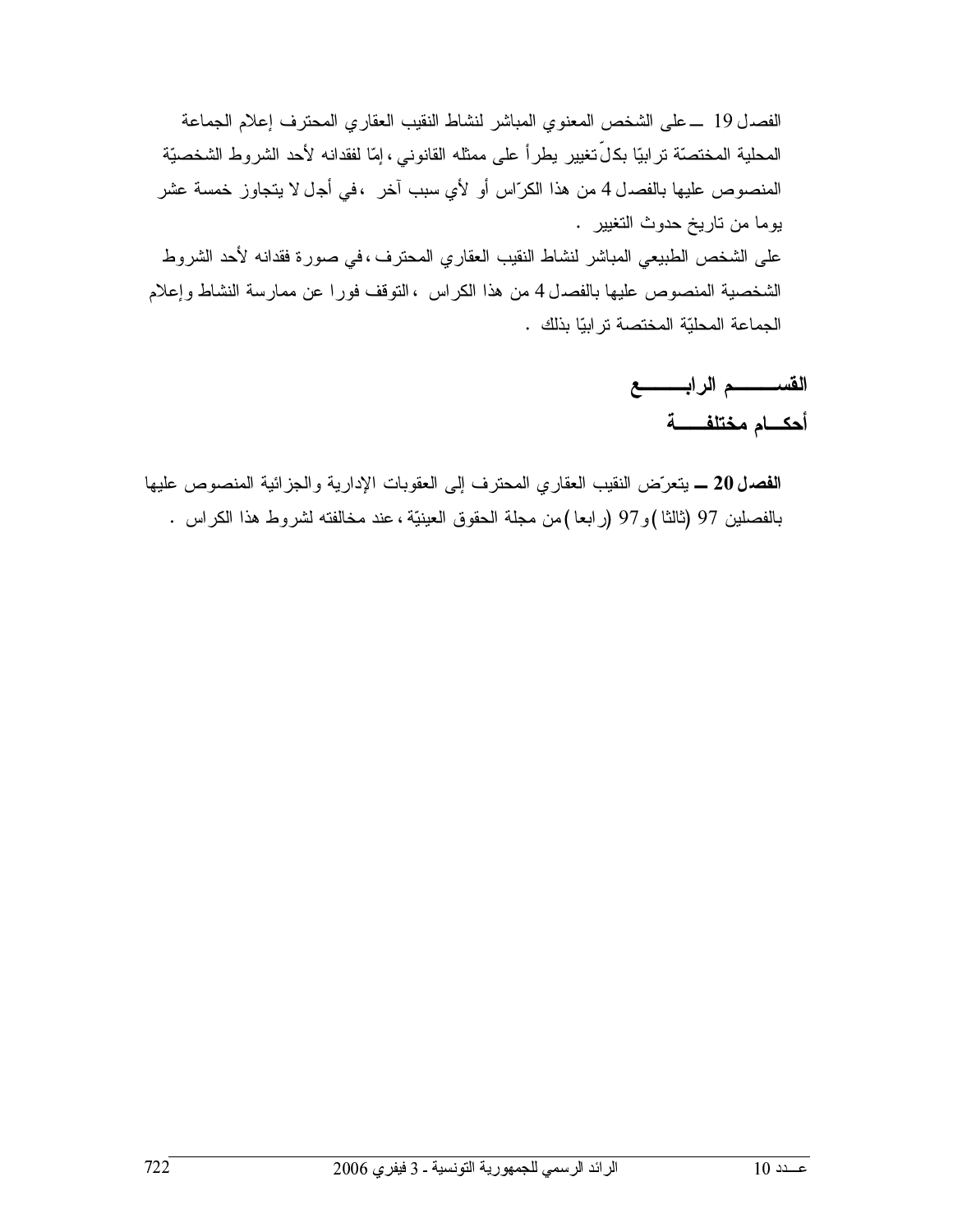**الفصل 19** ـــ على الشخص المعنوي المباشر لنشاط النقيب العقاري المحترف إعلام الجماعة المحلية المختصّة ترابيّا بكلّ تغيير يطرأ على ممثله القانوني، إمّا لفقدانه لأحد الشروط الشخصيّة المنصوص عليها بالفصل 4 من هذا الكرّاس أو لأي سبب آخر، في أجل لا يتجاوز خمسة عشر يوما من تاريخ حدوث التغيير.

على الشخص الطبيعي المباشر لنشاط النقيب العقاري المحترف، في صورة فقدانه لأحد الشروط الشخصية المنصوص عليها بالفصل 4 من هذا الكراس، التوقف فورا عن ممارسة النشاط وإعلام الجماعة المحليّة المختصة ترابيّا بذلك.

## القســـــم الرابـــــع
## أحكـــام مختلفـــــة

**الفصل 20** ـــ يتعرّض النقيب العقاري المحترف إلى العقوبات الإدارية والجزائية المنصوص عليها بالفصلين 97 (ثالثا) و97 (رابعا) من مجلة الحقوق العينيّة، عند مخالفته لشروط هذا الكراس.